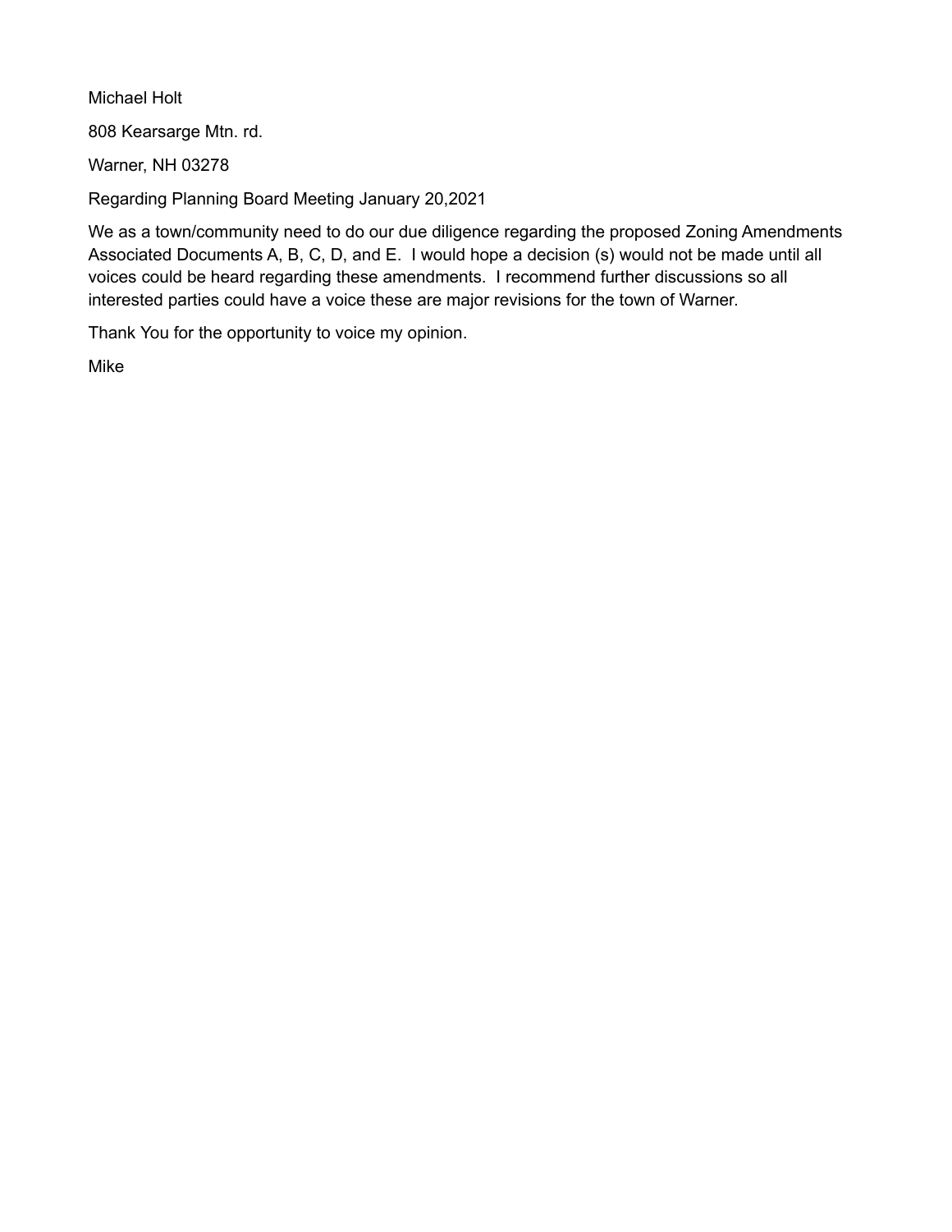Michael Holt

808 Kearsarge Mtn. rd.

Warner, NH 03278

Regarding Planning Board Meeting January 20,2021

We as a town/community need to do our due diligence regarding the proposed Zoning Amendments Associated Documents A, B, C, D, and E.  I would hope a decision (s) would not be made until all voices could be heard regarding these amendments.  I recommend further discussions so all interested parties could have a voice these are major revisions for the town of Warner.

Thank You for the opportunity to voice my opinion.

Mike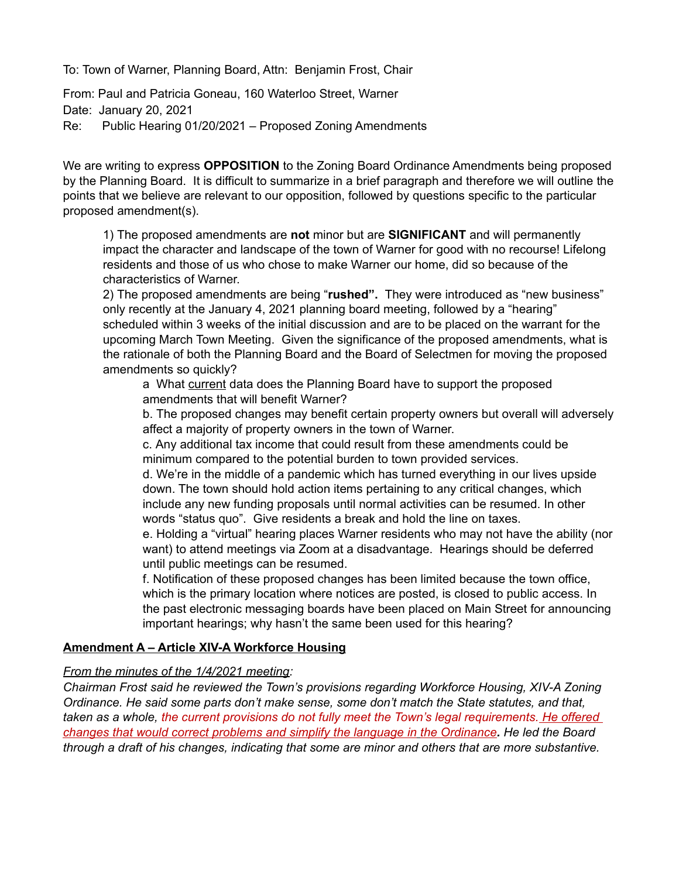To: Town of Warner, Planning Board, Attn: Benjamin Frost, Chair

From: Paul and Patricia Goneau, 160 Waterloo Street, Warner
Date: January 20, 2021
Re: Public Hearing 01/20/2021 – Proposed Zoning Amendments

We are writing to express **OPPOSITION** to the Zoning Board Ordinance Amendments being proposed by the Planning Board. It is difficult to summarize in a brief paragraph and therefore we will outline the points that we believe are relevant to our opposition, followed by questions specific to the particular proposed amendment(s).

1) The proposed amendments are **not** minor but are **SIGNIFICANT** and will permanently impact the character and landscape of the town of Warner for good with no recourse! Lifelong residents and those of us who chose to make Warner our home, did so because of the characteristics of Warner.

2) The proposed amendments are being "**rushed".** They were introduced as "new business" only recently at the January 4, 2021 planning board meeting, followed by a "hearing" scheduled within 3 weeks of the initial discussion and are to be placed on the warrant for the upcoming March Town Meeting. Given the significance of the proposed amendments, what is the rationale of both the Planning Board and the Board of Selectmen for moving the proposed amendments so quickly?

   a What current data does the Planning Board have to support the proposed amendments that will benefit Warner?

   b. The proposed changes may benefit certain property owners but overall will adversely affect a majority of property owners in the town of Warner.

   c. Any additional tax income that could result from these amendments could be minimum compared to the potential burden to town provided services.

   d. We're in the middle of a pandemic which has turned everything in our lives upside down. The town should hold action items pertaining to any critical changes, which include any new funding proposals until normal activities can be resumed. In other words "status quo". Give residents a break and hold the line on taxes.

   e. Holding a "virtual" hearing places Warner residents who may not have the ability (nor want) to attend meetings via Zoom at a disadvantage. Hearings should be deferred until public meetings can be resumed.

   f. Notification of these proposed changes has been limited because the town office, which is the primary location where notices are posted, is closed to public access. In the past electronic messaging boards have been placed on Main Street for announcing important hearings; why hasn't the same been used for this hearing?

**Amendment A – Article XIV-A Workforce Housing**

*From the minutes of the 1/4/2021 meeting:*

*Chairman Frost said he reviewed the Town's provisions regarding Workforce Housing, XIV-A Zoning Ordinance. He said some parts don't make sense, some don't match the State statutes, and that, taken as a whole, the current provisions do not fully meet the Town's legal requirements. He offered changes that would correct problems and simplify the language in the Ordinance. He led the Board through a draft of his changes, indicating that some are minor and others that are more substantive.*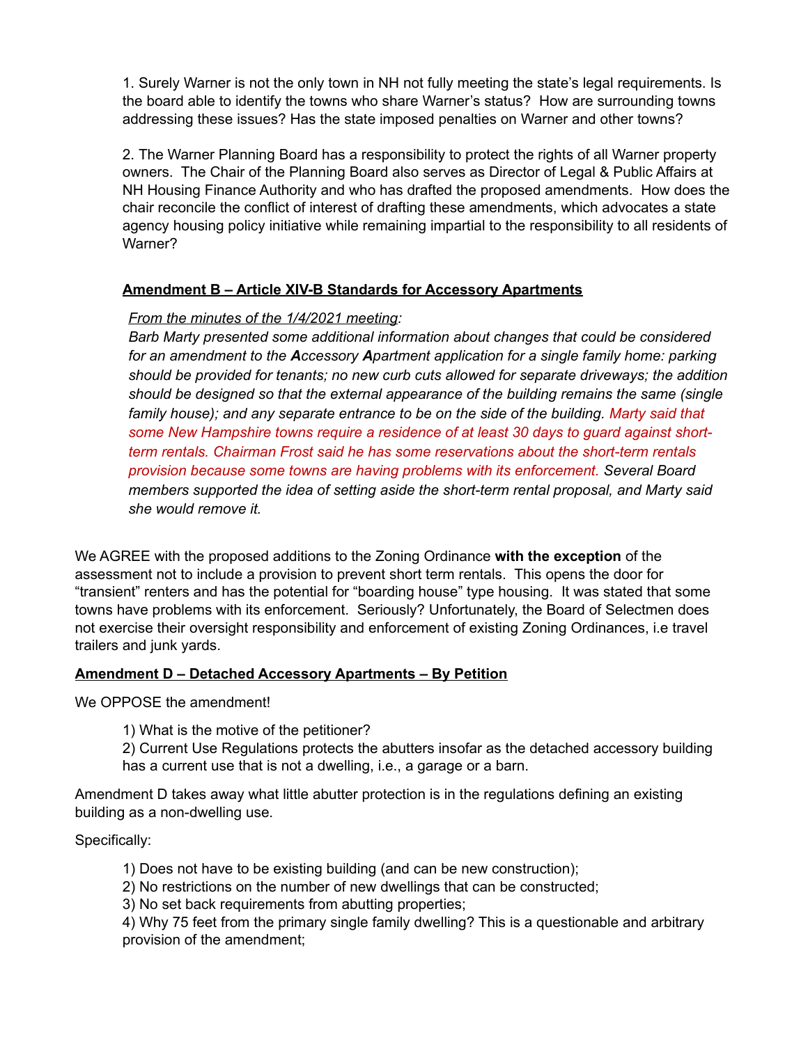1. Surely Warner is not the only town in NH not fully meeting the state's legal requirements. Is the board able to identify the towns who share Warner's status? How are surrounding towns addressing these issues? Has the state imposed penalties on Warner and other towns?

2. The Warner Planning Board has a responsibility to protect the rights of all Warner property owners. The Chair of the Planning Board also serves as Director of Legal & Public Affairs at NH Housing Finance Authority and who has drafted the proposed amendments. How does the chair reconcile the conflict of interest of drafting these amendments, which advocates a state agency housing policy initiative while remaining impartial to the responsibility to all residents of Warner?

**<u>Amendment B – Article XIV-B Standards for Accessory Apartments</u>**

*<u>From the minutes of the 1/4/2021 meeting</u>:*

*Barb Marty presented some additional information about changes that could be considered for an amendment to the **A**ccessory **A**partment application for a single family home: parking should be provided for tenants; no new curb cuts allowed for separate driveways; the addition should be designed so that the external appearance of the building remains the same (single family house); and any separate entrance to be on the side of the building. Marty said that some New Hampshire towns require a residence of at least 30 days to guard against short-term rentals. Chairman Frost said he has some reservations about the short-term rentals provision because some towns are having problems with its enforcement. Several Board members supported the idea of setting aside the short-term rental proposal, and Marty said she would remove it.*

We AGREE with the proposed additions to the Zoning Ordinance **with the exception** of the assessment not to include a provision to prevent short term rentals. This opens the door for "transient" renters and has the potential for "boarding house" type housing. It was stated that some towns have problems with its enforcement. Seriously? Unfortunately, the Board of Selectmen does not exercise their oversight responsibility and enforcement of existing Zoning Ordinances, i.e travel trailers and junk yards.

**<u>Amendment D – Detached Accessory Apartments – By Petition</u>**

We OPPOSE the amendment!

1) What is the motive of the petitioner?
2) Current Use Regulations protects the abutters insofar as the detached accessory building has a current use that is not a dwelling, i.e., a garage or a barn.

Amendment D takes away what little abutter protection is in the regulations defining an existing building as a non-dwelling use.

Specifically:

1) Does not have to be existing building (and can be new construction);
2) No restrictions on the number of new dwellings that can be constructed;
3) No set back requirements from abutting properties;
4) Why 75 feet from the primary single family dwelling? This is a questionable and arbitrary provision of the amendment;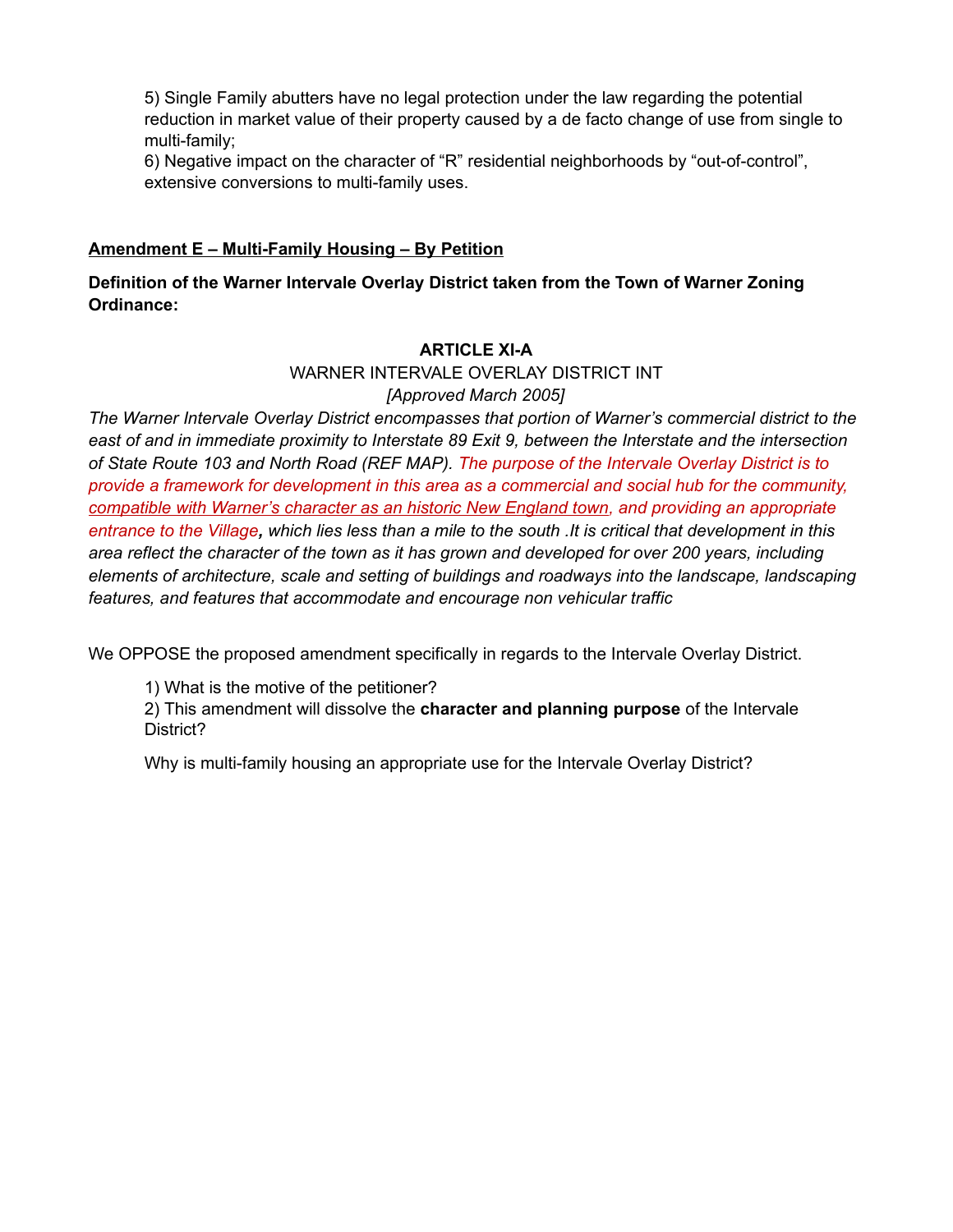5) Single Family abutters have no legal protection under the law regarding the potential reduction in market value of their property caused by a de facto change of use from single to multi-family;
6) Negative impact on the character of "R" residential neighborhoods by "out-of-control", extensive conversions to multi-family uses.

**<u>Amendment E – Multi-Family Housing – By Petition</u>**

**Definition of the Warner Intervale Overlay District taken from the Town of Warner Zoning Ordinance:**

**ARTICLE XI-A**

WARNER INTERVALE OVERLAY DISTRICT INT

*[Approved March 2005]*

*The Warner Intervale Overlay District encompasses that portion of Warner's commercial district to the east of and in immediate proximity to Interstate 89 Exit 9, between the Interstate and the intersection of State Route 103 and North Road (REF MAP). The purpose of the Intervale Overlay District is to provide a framework for development in this area as a commercial and social hub for the community, <u>compatible with Warner's character as an historic New England town</u>, and providing an appropriate entrance to the Village**,** which lies less than a mile to the south .It is critical that development in this area reflect the character of the town as it has grown and developed for over 200 years, including elements of architecture, scale and setting of buildings and roadways into the landscape, landscaping features, and features that accommodate and encourage non vehicular traffic*

We OPPOSE the proposed amendment specifically in regards to the Intervale Overlay District.

1) What is the motive of the petitioner?
2) This amendment will dissolve the **character and planning purpose** of the Intervale District?

Why is multi-family housing an appropriate use for the Intervale Overlay District?